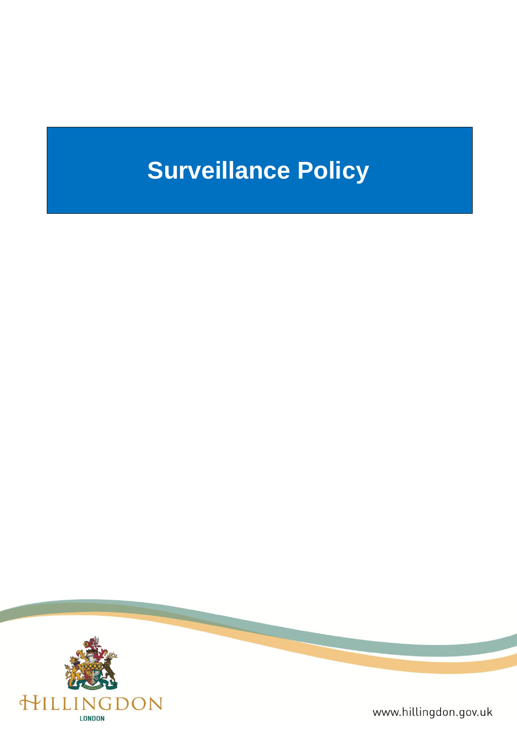# Surveillance Policy

HILLINGDON
LONDON

www.hillingdon.gov.uk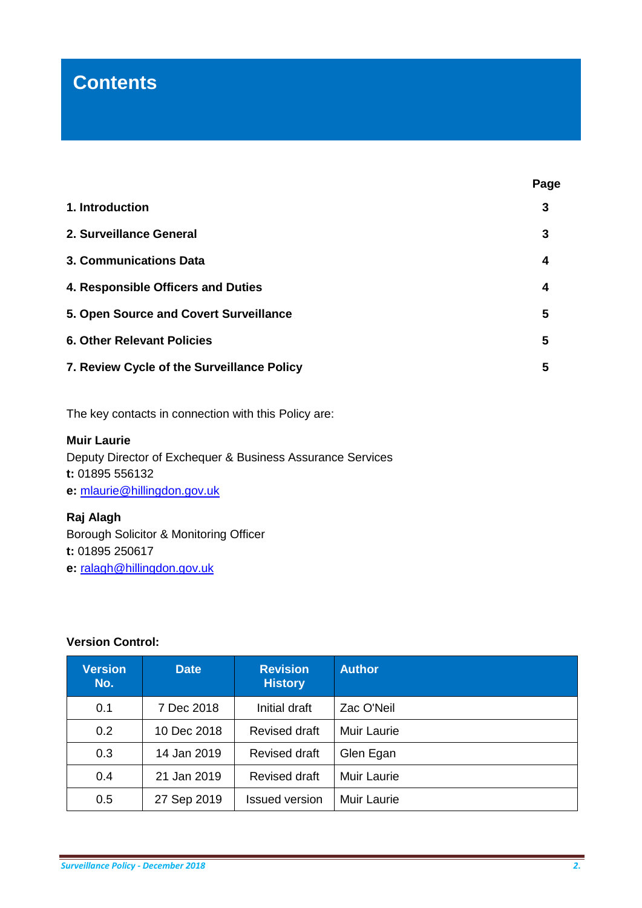# Contents

| | Page |
|---|---|
| **1. Introduction** | **3** |
| **2. Surveillance General** | **3** |
| **3. Communications Data** | **4** |
| **4. Responsible Officers and Duties** | **4** |
| **5. Open Source and Covert Surveillance** | **5** |
| **6. Other Relevant Policies** | **5** |
| **7. Review Cycle of the Surveillance Policy** | **5** |

The key contacts in connection with this Policy are:

**Muir Laurie**
Deputy Director of Exchequer & Business Assurance Services
**t:** 01895 556132
**e:** mlaurie@hillingdon.gov.uk

**Raj Alagh**
Borough Solicitor & Monitoring Officer
**t:** 01895 250617
**e:** ralagh@hillingdon.gov.uk

**Version Control:**

| Version No. | Date | Revision History | Author |
|---|---|---|---|
| 0.1 | 7 Dec 2018 | Initial draft | Zac O'Neil |
| 0.2 | 10 Dec 2018 | Revised draft | Muir Laurie |
| 0.3 | 14 Jan 2019 | Revised draft | Glen Egan |
| 0.4 | 21 Jan 2019 | Revised draft | Muir Laurie |
| 0.5 | 27 Sep 2019 | Issued version | Muir Laurie |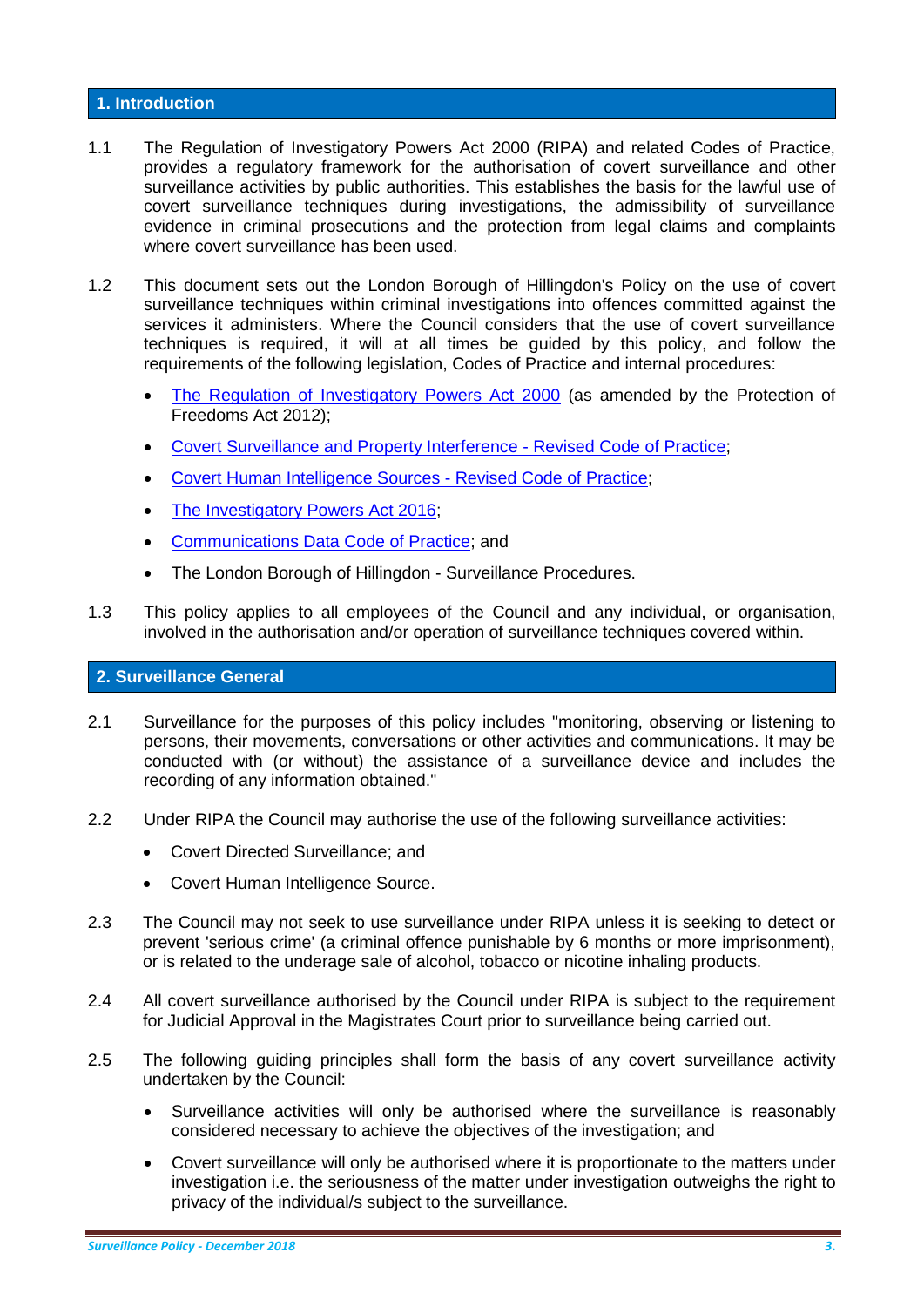## 1. Introduction

1.1 The Regulation of Investigatory Powers Act 2000 (RIPA) and related Codes of Practice, provides a regulatory framework for the authorisation of covert surveillance and other surveillance activities by public authorities. This establishes the basis for the lawful use of covert surveillance techniques during investigations, the admissibility of surveillance evidence in criminal prosecutions and the protection from legal claims and complaints where covert surveillance has been used.

1.2 This document sets out the London Borough of Hillingdon's Policy on the use of covert surveillance techniques within criminal investigations into offences committed against the services it administers. Where the Council considers that the use of covert surveillance techniques is required, it will at all times be guided by this policy, and follow the requirements of the following legislation, Codes of Practice and internal procedures:

- The Regulation of Investigatory Powers Act 2000 (as amended by the Protection of Freedoms Act 2012);
- Covert Surveillance and Property Interference - Revised Code of Practice;
- Covert Human Intelligence Sources - Revised Code of Practice;
- The Investigatory Powers Act 2016;
- Communications Data Code of Practice; and
- The London Borough of Hillingdon - Surveillance Procedures.

1.3 This policy applies to all employees of the Council and any individual, or organisation, involved in the authorisation and/or operation of surveillance techniques covered within.

## 2. Surveillance General

2.1 Surveillance for the purposes of this policy includes "monitoring, observing or listening to persons, their movements, conversations or other activities and communications. It may be conducted with (or without) the assistance of a surveillance device and includes the recording of any information obtained."

2.2 Under RIPA the Council may authorise the use of the following surveillance activities:

- Covert Directed Surveillance; and
- Covert Human Intelligence Source.

2.3 The Council may not seek to use surveillance under RIPA unless it is seeking to detect or prevent 'serious crime' (a criminal offence punishable by 6 months or more imprisonment), or is related to the underage sale of alcohol, tobacco or nicotine inhaling products.

2.4 All covert surveillance authorised by the Council under RIPA is subject to the requirement for Judicial Approval in the Magistrates Court prior to surveillance being carried out.

2.5 The following guiding principles shall form the basis of any covert surveillance activity undertaken by the Council:

- Surveillance activities will only be authorised where the surveillance is reasonably considered necessary to achieve the objectives of the investigation; and
- Covert surveillance will only be authorised where it is proportionate to the matters under investigation i.e. the seriousness of the matter under investigation outweighs the right to privacy of the individual/s subject to the surveillance.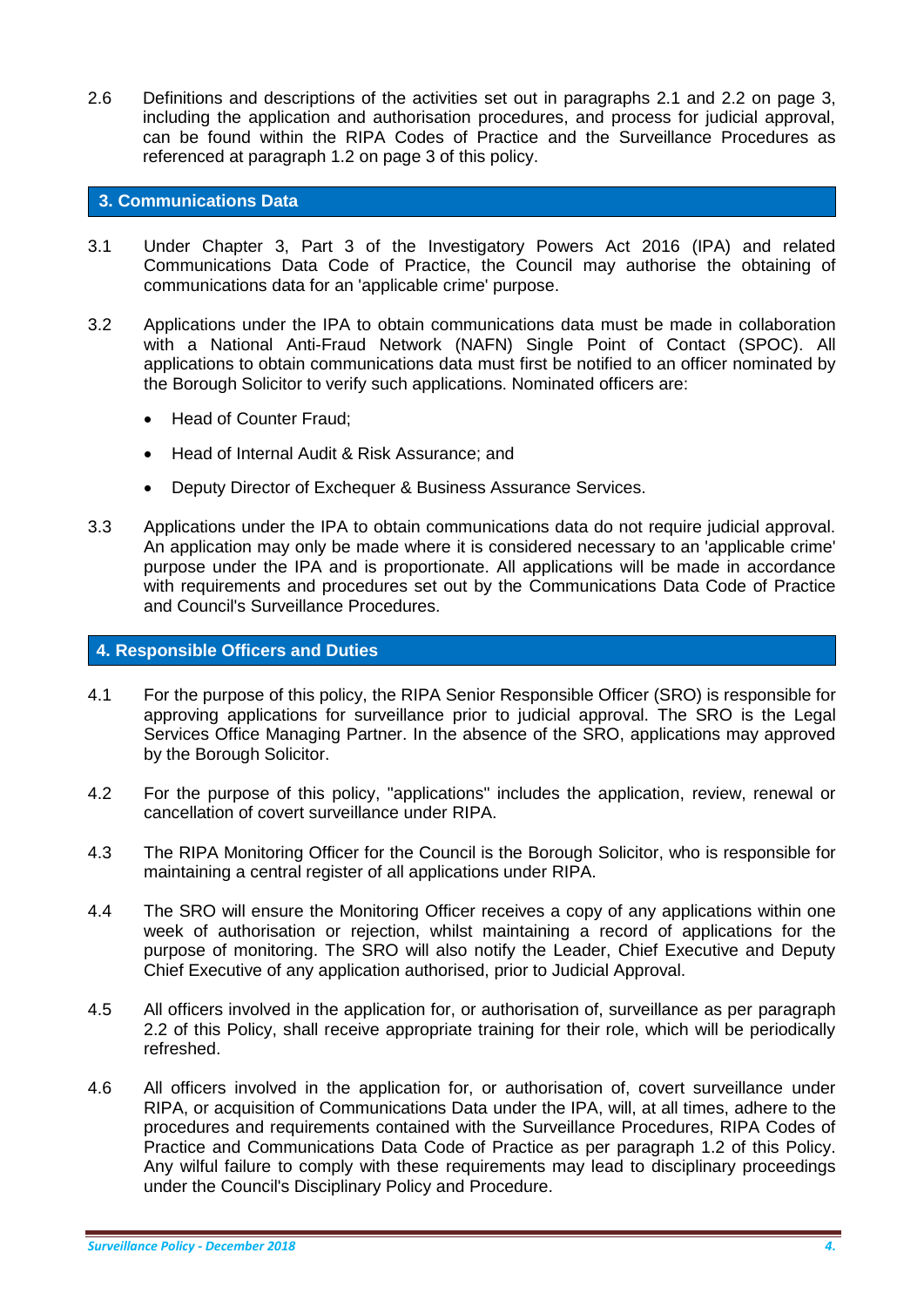2.6 Definitions and descriptions of the activities set out in paragraphs 2.1 and 2.2 on page 3, including the application and authorisation procedures, and process for judicial approval, can be found within the RIPA Codes of Practice and the Surveillance Procedures as referenced at paragraph 1.2 on page 3 of this policy.

## 3. Communications Data

3.1 Under Chapter 3, Part 3 of the Investigatory Powers Act 2016 (IPA) and related Communications Data Code of Practice, the Council may authorise the obtaining of communications data for an 'applicable crime' purpose.

3.2 Applications under the IPA to obtain communications data must be made in collaboration with a National Anti-Fraud Network (NAFN) Single Point of Contact (SPOC). All applications to obtain communications data must first be notified to an officer nominated by the Borough Solicitor to verify such applications. Nominated officers are:

- Head of Counter Fraud;
- Head of Internal Audit & Risk Assurance; and
- Deputy Director of Exchequer & Business Assurance Services.

3.3 Applications under the IPA to obtain communications data do not require judicial approval. An application may only be made where it is considered necessary to an 'applicable crime' purpose under the IPA and is proportionate. All applications will be made in accordance with requirements and procedures set out by the Communications Data Code of Practice and Council's Surveillance Procedures.

## 4. Responsible Officers and Duties

4.1 For the purpose of this policy, the RIPA Senior Responsible Officer (SRO) is responsible for approving applications for surveillance prior to judicial approval. The SRO is the Legal Services Office Managing Partner. In the absence of the SRO, applications may approved by the Borough Solicitor.

4.2 For the purpose of this policy, "applications" includes the application, review, renewal or cancellation of covert surveillance under RIPA.

4.3 The RIPA Monitoring Officer for the Council is the Borough Solicitor, who is responsible for maintaining a central register of all applications under RIPA.

4.4 The SRO will ensure the Monitoring Officer receives a copy of any applications within one week of authorisation or rejection, whilst maintaining a record of applications for the purpose of monitoring. The SRO will also notify the Leader, Chief Executive and Deputy Chief Executive of any application authorised, prior to Judicial Approval.

4.5 All officers involved in the application for, or authorisation of, surveillance as per paragraph 2.2 of this Policy, shall receive appropriate training for their role, which will be periodically refreshed.

4.6 All officers involved in the application for, or authorisation of, covert surveillance under RIPA, or acquisition of Communications Data under the IPA, will, at all times, adhere to the procedures and requirements contained with the Surveillance Procedures, RIPA Codes of Practice and Communications Data Code of Practice as per paragraph 1.2 of this Policy. Any wilful failure to comply with these requirements may lead to disciplinary proceedings under the Council's Disciplinary Policy and Procedure.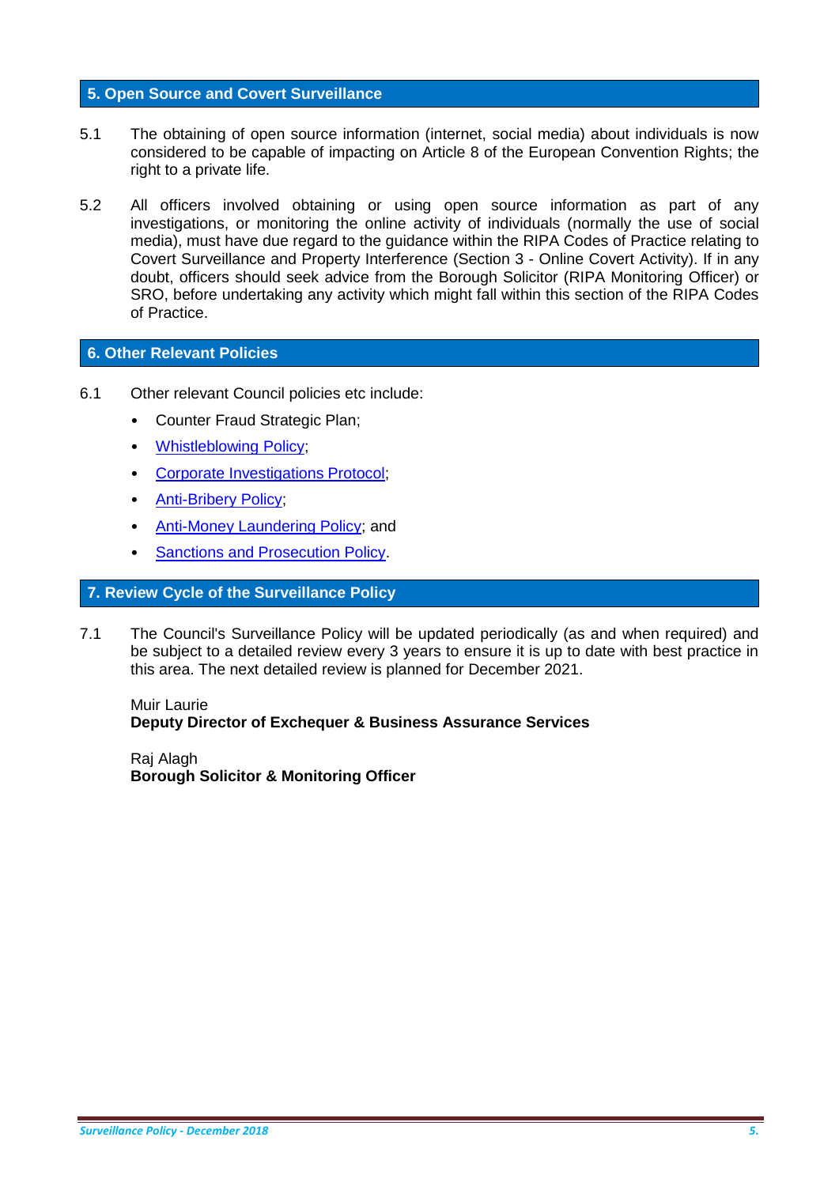## 5. Open Source and Covert Surveillance

5.1 The obtaining of open source information (internet, social media) about individuals is now considered to be capable of impacting on Article 8 of the European Convention Rights; the right to a private life.

5.2 All officers involved obtaining or using open source information as part of any investigations, or monitoring the online activity of individuals (normally the use of social media), must have due regard to the guidance within the RIPA Codes of Practice relating to Covert Surveillance and Property Interference (Section 3 - Online Covert Activity). If in any doubt, officers should seek advice from the Borough Solicitor (RIPA Monitoring Officer) or SRO, before undertaking any activity which might fall within this section of the RIPA Codes of Practice.

## 6. Other Relevant Policies

6.1 Other relevant Council policies etc include:

- Counter Fraud Strategic Plan;
- Whistleblowing Policy;
- Corporate Investigations Protocol;
- Anti-Bribery Policy;
- Anti-Money Laundering Policy; and
- Sanctions and Prosecution Policy.

## 7. Review Cycle of the Surveillance Policy

7.1 The Council's Surveillance Policy will be updated periodically (as and when required) and be subject to a detailed review every 3 years to ensure it is up to date with best practice in this area. The next detailed review is planned for December 2021.

Muir Laurie
**Deputy Director of Exchequer & Business Assurance Services**

Raj Alagh
**Borough Solicitor & Monitoring Officer**